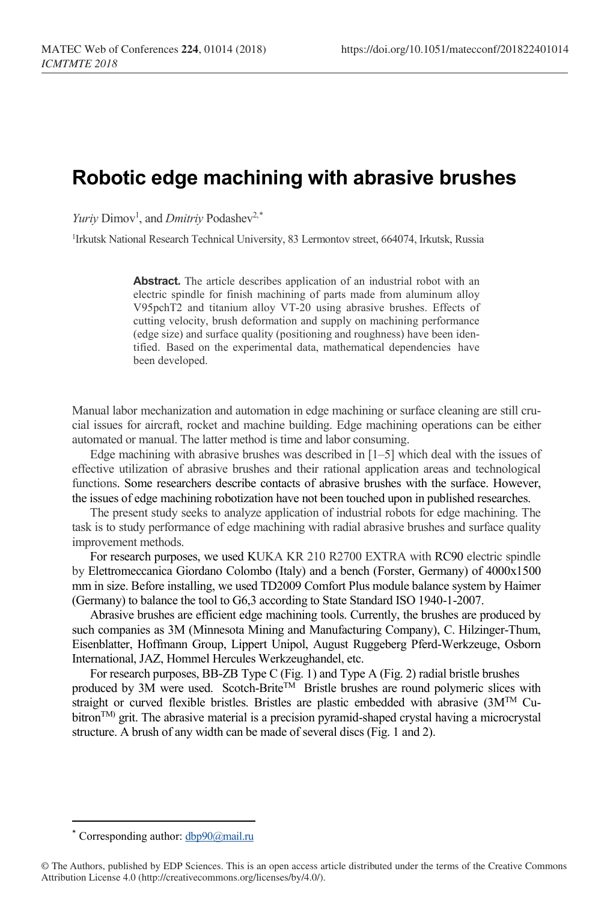# Robotic edge machining with abrasive brushes

*Yuriy* Dimov[1], and *Dmitriy* Podashev[2,*]

[1]Irkutsk National Research Technical University, 83 Lermontov street, 664074, Irkutsk, Russia

> **Abstract.** The article describes application of an industrial robot with an electric spindle for finish machining of parts made from aluminum alloy V95pchT2 and titanium alloy VT-20 using abrasive brushes. Effects of cutting velocity, brush deformation and supply on machining performance (edge size) and surface quality (positioning and roughness) have been identified. Based on the experimental data, mathematical dependencies have been developed.

Manual labor mechanization and automation in edge machining or surface cleaning are still crucial issues for aircraft, rocket and machine building. Edge machining operations can be either automated or manual. The latter method is time and labor consuming.

Edge machining with abrasive brushes was described in [1–5] which deal with the issues of effective utilization of abrasive brushes and their rational application areas and technological functions. Some researchers describe contacts of abrasive brushes with the surface. However, the issues of edge machining robotization have not been touched upon in published researches.

The present study seeks to analyze application of industrial robots for edge machining. The task is to study performance of edge machining with radial abrasive brushes and surface quality improvement methods.

For research purposes, we used KUKA KR 210 R2700 EXTRA with RC90 electric spindle by Elettromeccanica Giordano Colombo (Italy) and a bench (Forster, Germany) of 4000x1500 mm in size. Before installing, we used TD2009 Comfort Plus module balance system by Haimer (Germany) to balance the tool to G6,3 according to State Standard ISO 1940-1-2007.

Abrasive brushes are efficient edge machining tools. Currently, the brushes are produced by such companies as 3M (Minnesota Mining and Manufacturing Company), C. Hilzinger-Thum, Eisenblatter, Hoffmann Group, Lippert Unipol, August Ruggeberg Pferd-Werkzeuge, Osborn International, JAZ, Hommel Hercules Werkzeughandel, etc.

For research purposes, BB-ZB Type C (Fig. 1) and Type A (Fig. 2) radial bristle brushes produced by 3M were used. Scotch-Brite™ Bristle brushes are round polymeric slices with straight or curved flexible bristles. Bristles are plastic embedded with abrasive (3M™ Cubitron™) grit. The abrasive material is a precision pyramid-shaped crystal having a microcrystal structure. A brush of any width can be made of several discs (Fig. 1 and 2).

---

[*] Corresponding author: dbp90@mail.ru

© The Authors, published by EDP Sciences. This is an open access article distributed under the terms of the Creative Commons Attribution License 4.0 (http://creativecommons.org/licenses/by/4.0/).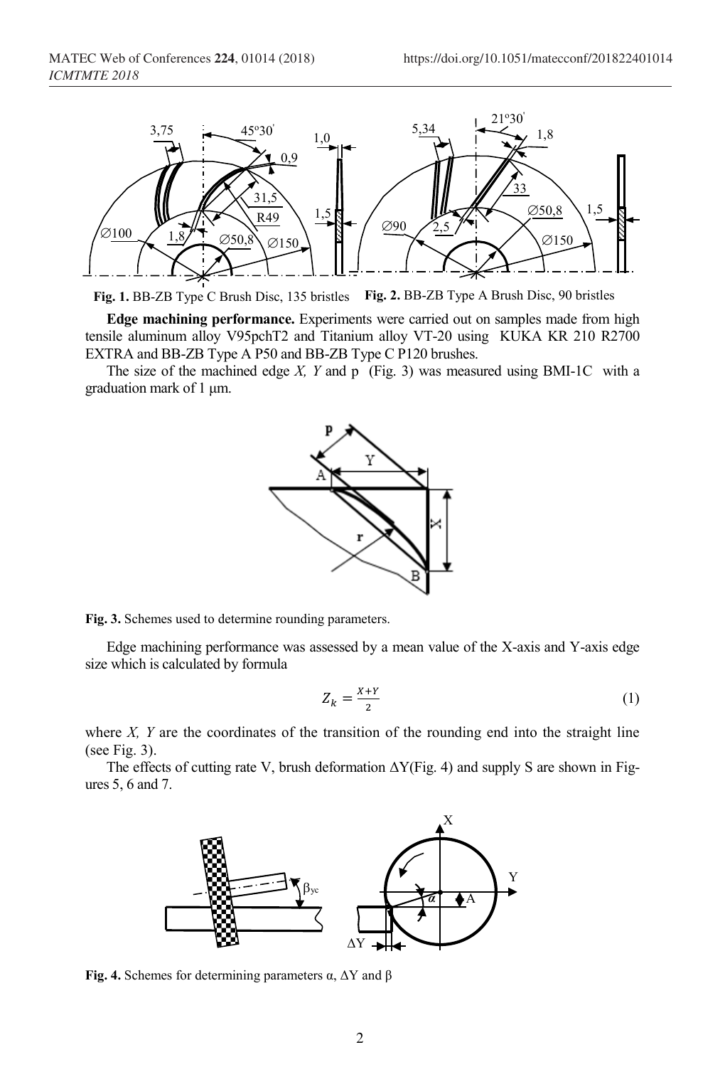**Fig. 1.** BB-ZB Type C Brush Disc, 135 bristles **Fig. 2.** BB-ZB Type A Brush Disc, 90 bristles

**Edge machining performance.** Experiments were carried out on samples made from high tensile aluminum alloy V95pchT2 and Titanium alloy VT-20 using KUKA KR 210 R2700 EXTRA and BB-ZB Type A P50 and BB-ZB Type C P120 brushes.

The size of the machined edge *X, Y* and p (Fig. 3) was measured using BMI-1C with a graduation mark of 1 μm.

**Fig. 3.** Schemes used to determine rounding parameters.

Edge machining performance was assessed by a mean value of the X-axis and Y-axis edge size which is calculated by formula

$$Z_k = \frac{X+Y}{2} \tag{1}$$

where *X, Y* are the coordinates of the transition of the rounding end into the straight line (see Fig. 3).

The effects of cutting rate V, brush deformation ΔY(Fig. 4) and supply S are shown in Figures 5, 6 and 7.

**Fig. 4.** Schemes for determining parameters α, ΔY and β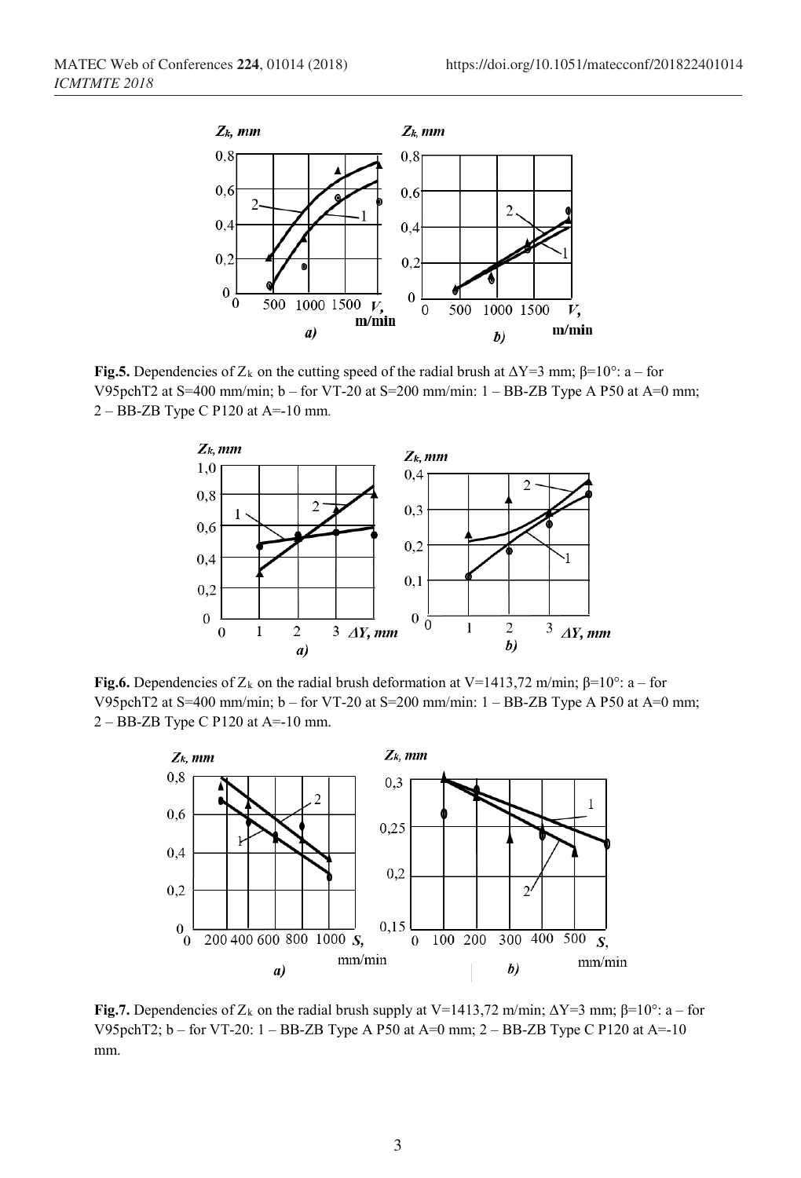**Fig.5.** Dependencies of $Z_k$ on the cutting speed of the radial brush at $\Delta Y$=3 mm; $\beta$=10°: a – for V95pchT2 at S=400 mm/min; b – for VT-20 at S=200 mm/min: 1 – BB-ZB Type A P50 at A=0 mm; 2 – BB-ZB Type C P120 at A=-10 mm.

**Fig.6.** Dependencies of $Z_k$ on the radial brush deformation at V=1413,72 m/min; $\beta$=10°: a – for V95pchT2 at S=400 mm/min; b – for VT-20 at S=200 mm/min: 1 – BB-ZB Type A P50 at A=0 mm; 2 – BB-ZB Type C P120 at A=-10 mm.

**Fig.7.** Dependencies of $Z_k$ on the radial brush supply at V=1413,72 m/min; $\Delta Y$=3 mm; $\beta$=10°: a – for V95pchT2; b – for VT-20: 1 – BB-ZB Type A P50 at A=0 mm; 2 – BB-ZB Type C P120 at A=-10 mm.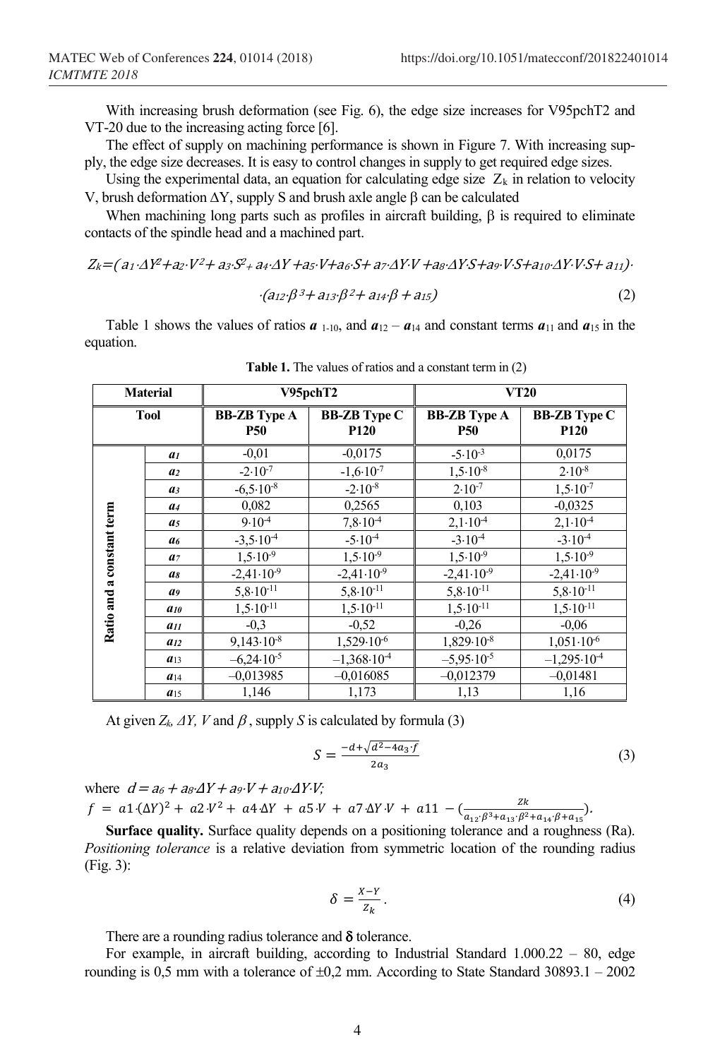With increasing brush deformation (see Fig. 6), the edge size increases for V95pchT2 and VT-20 due to the increasing acting force [6].

The effect of supply on machining performance is shown in Figure 7. With increasing supply, the edge size decreases. It is easy to control changes in supply to get required edge sizes.

Using the experimental data, an equation for calculating edge size $Z_k$ in relation to velocity V, brush deformation ΔY, supply S and brush axle angle β can be calculated

When machining long parts such as profiles in aircraft building, β is required to eliminate contacts of the spindle head and a machined part.

$$Z_k=(a_1\cdot\Delta Y^2+a_2\cdot V^2+a_3\cdot S^2+a_4\cdot\Delta Y+a_5\cdot V+a_6\cdot S+a_7\cdot\Delta Y\cdot V+a_8\cdot\Delta Y\cdot S+a_9\cdot V\cdot S+a_{10}\cdot\Delta Y\cdot V\cdot S+a_{11})\cdot$$
$$\cdot(a_{12}\cdot\beta^3+a_{13}\cdot\beta^2+a_{14}\cdot\beta+a_{15}) \quad (2)$$

Table 1 shows the values of ratios $\boldsymbol{a}_{1-10}$, and $\boldsymbol{a}_{12}-\boldsymbol{a}_{14}$ and constant terms $\boldsymbol{a}_{11}$ and $\boldsymbol{a}_{15}$ in the equation.

**Table 1.** The values of ratios and a constant term in (2)

| Material | | V95pchT2 | | VT20 | |
|---|---|---|---|---|---|
| Tool | | BB-ZB Type A P50 | BB-ZB Type C P120 | BB-ZB Type A P50 | BB-ZB Type C P120 |
| Ratio and a constant term | $a_1$ | -0,01 | -0,0175 | $-5\cdot10^{-3}$ | 0,0175 |
| | $a_2$ | $-2\cdot10^{-7}$ | $-1,6\cdot10^{-7}$ | $1,5\cdot10^{-8}$ | $2\cdot10^{-8}$ |
| | $a_3$ | $-6,5\cdot10^{-8}$ | $-2\cdot10^{-8}$ | $2\cdot10^{-7}$ | $1,5\cdot10^{-7}$ |
| | $a_4$ | 0,082 | 0,2565 | 0,103 | -0,0325 |
| | $a_5$ | $9\cdot10^{-4}$ | $7,8\cdot10^{-4}$ | $2,1\cdot10^{-4}$ | $2,1\cdot10^{-4}$ |
| | $a_6$ | $-3,5\cdot10^{-4}$ | $-5\cdot10^{-4}$ | $-3\cdot10^{-4}$ | $-3\cdot10^{-4}$ |
| | $a_7$ | $1,5\cdot10^{-9}$ | $1,5\cdot10^{-9}$ | $1,5\cdot10^{-9}$ | $1,5\cdot10^{-9}$ |
| | $a_8$ | $-2,41\cdot10^{-9}$ | $-2,41\cdot10^{-9}$ | $-2,41\cdot10^{-9}$ | $-2,41\cdot10^{-9}$ |
| | $a_9$ | $5,8\cdot10^{-11}$ | $5,8\cdot10^{-11}$ | $5,8\cdot10^{-11}$ | $5,8\cdot10^{-11}$ |
| | $a_{10}$ | $1,5\cdot10^{-11}$ | $1,5\cdot10^{-11}$ | $1,5\cdot10^{-11}$ | $1,5\cdot10^{-11}$ |
| | $a_{11}$ | -0,3 | -0,52 | -0,26 | -0,06 |
| | $a_{12}$ | $9,143\cdot10^{-8}$ | $1,529\cdot10^{-6}$ | $1,829\cdot10^{-8}$ | $1,051\cdot10^{-6}$ |
| | $a_{13}$ | $-6,24\cdot10^{-5}$ | $-1,368\cdot10^{-4}$ | $-5,95\cdot10^{-5}$ | $-1,295\cdot10^{-4}$ |
| | $a_{14}$ | -0,013985 | -0,016085 | -0,012379 | -0,01481 |
| | $a_{15}$ | 1,146 | 1,173 | 1,13 | 1,16 |

At given $Z_k$, $\Delta Y$, $V$ and $\beta$, supply $S$ is calculated by formula (3)

$$S=\frac{-d+\sqrt{d^2-4a_3\cdot f}}{2a_3} \quad (3)$$

where $d=a_6+a_8\cdot\Delta Y+a_9\cdot V+a_{10}\cdot\Delta Y\cdot V$;

$f=a1\cdot(\Delta Y)^2+a2\cdot V^2+a4\cdot\Delta Y+a5\cdot V+a7\cdot\Delta Y\cdot V+a11-\left(\frac{Zk}{a_{12}\cdot\beta^3+a_{13}\cdot\beta^2+a_{14}\cdot\beta+a_{15}}\right)$.

**Surface quality.** Surface quality depends on a positioning tolerance and a roughness (Ra). *Positioning tolerance* is a relative deviation from symmetric location of the rounding radius (Fig. 3):

$$\delta=\frac{X-Y}{Z_k}. \quad (4)$$

There are a rounding radius tolerance and **δ** tolerance.

For example, in aircraft building, according to Industrial Standard 1.000.22 – 80, edge rounding is 0,5 mm with a tolerance of ±0,2 mm. According to State Standard 30893.1 – 2002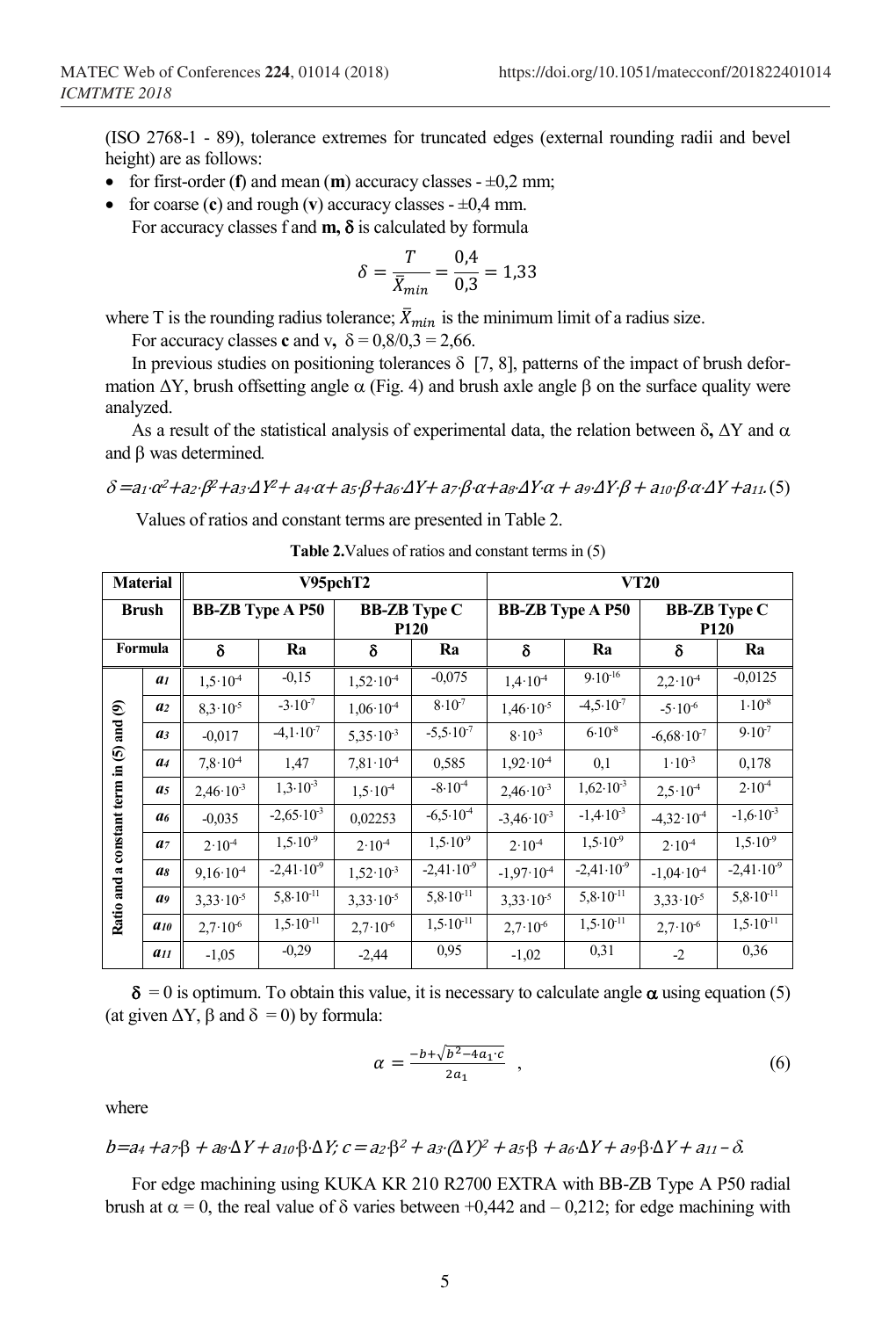(ISO 2768-1 - 89), tolerance extremes for truncated edges (external rounding radii and bevel height) are as follows:

- for first-order (**f**) and mean (**m**) accuracy classes - ±0,2 mm;
- for coarse (**c**) and rough (**v**) accuracy classes - ±0,4 mm.

For accuracy classes f and **m, δ** is calculated by formula

$$\delta = \frac{T}{\bar{X}_{min}} = \frac{0,4}{0,3} = 1,33$$

where T is the rounding radius tolerance; $\bar{X}_{min}$ is the minimum limit of a radius size.

For accuracy classes **c** and v, $\delta = 0,8/0,3 = 2,66$.

In previous studies on positioning tolerances δ [7, 8], patterns of the impact of brush deformation ΔY, brush offsetting angle α (Fig. 4) and brush axle angle β on the surface quality were analyzed.

As a result of the statistical analysis of experimental data, the relation between δ, ΔY and α and β was determined.

$$\delta = a_1 \cdot \alpha^2 + a_2 \cdot \beta^2 + a_3 \cdot \Delta Y^2 + a_4 \cdot \alpha + a_5 \cdot \beta + a_6 \cdot \Delta Y + a_7 \cdot \beta \cdot \alpha + a_8 \cdot \Delta Y \cdot \alpha + a_9 \cdot \Delta Y \cdot \beta + a_{10} \cdot \beta \cdot \alpha \cdot \Delta Y + a_{11}. \quad (5)$$

Values of ratios and constant terms are presented in Table 2.

**Table 2.** Values of ratios and constant terms in (5)

| Material | | V95pchT2 | | | | VT20 | | | |
|---|---|---|---|---|---|---|---|---|---|
| Brush | | BB-ZB Type A P50 | | BB-ZB Type C P120 | | BB-ZB Type A P50 | | BB-ZB Type C P120 | |
| Formula | | δ | Ra | δ | Ra | δ | Ra | δ | Ra |
| Ratio and a constant term in (5) and (9) | $a_1$ | $1,5\cdot10^{-4}$ | -0,15 | $1,52\cdot10^{-4}$ | -0,075 | $1,4\cdot10^{-4}$ | $9\cdot10^{-16}$ | $2,2\cdot10^{-4}$ | -0,0125 |
| | $a_2$ | $8,3\cdot10^{-5}$ | $-3\cdot10^{-7}$ | $1,06\cdot10^{-4}$ | $8\cdot10^{-7}$ | $1,46\cdot10^{-5}$ | $-4,5\cdot10^{-7}$ | $-5\cdot10^{-6}$ | $1\cdot10^{-8}$ |
| | $a_3$ | -0,017 | $-4,1\cdot10^{-7}$ | $5,35\cdot10^{-3}$ | $-5,5\cdot10^{-7}$ | $8\cdot10^{-3}$ | $6\cdot10^{-8}$ | $-6,68\cdot10^{-7}$ | $9\cdot10^{-7}$ |
| | $a_4$ | $7,8\cdot10^{-4}$ | 1,47 | $7,81\cdot10^{-4}$ | 0,585 | $1,92\cdot10^{-4}$ | 0,1 | $1\cdot10^{-3}$ | 0,178 |
| | $a_5$ | $2,46\cdot10^{-3}$ | $1,3\cdot10^{-3}$ | $1,5\cdot10^{-4}$ | $-8\cdot10^{-4}$ | $2,46\cdot10^{-3}$ | $1,62\cdot10^{-3}$ | $2,5\cdot10^{-4}$ | $2\cdot10^{-4}$ |
| | $a_6$ | -0,035 | $-2,65\cdot10^{-3}$ | 0,02253 | $-6,5\cdot10^{-4}$ | $-3,46\cdot10^{-3}$ | $-1,4\cdot10^{-3}$ | $-4,32\cdot10^{-4}$ | $-1,6\cdot10^{-3}$ |
| | $a_7$ | $2\cdot10^{-4}$ | $1,5\cdot10^{-9}$ | $2\cdot10^{-4}$ | $1,5\cdot10^{-9}$ | $2\cdot10^{-4}$ | $1,5\cdot10^{-9}$ | $2\cdot10^{-4}$ | $1,5\cdot10^{-9}$ |
| | $a_8$ | $9,16\cdot10^{-4}$ | $-2,41\cdot10^{-9}$ | $1,52\cdot10^{-3}$ | $-2,41\cdot10^{-9}$ | $-1,97\cdot10^{-4}$ | $-2,41\cdot10^{-9}$ | $-1,04\cdot10^{-4}$ | $-2,41\cdot10^{-9}$ |
| | $a_9$ | $3,33\cdot10^{-5}$ | $5,8\cdot10^{-11}$ | $3,33\cdot10^{-5}$ | $5,8\cdot10^{-11}$ | $3,33\cdot10^{-5}$ | $5,8\cdot10^{-11}$ | $3,33\cdot10^{-5}$ | $5,8\cdot10^{-11}$ |
| | $a_{10}$ | $2,7\cdot10^{-6}$ | $1,5\cdot10^{-11}$ | $2,7\cdot10^{-6}$ | $1,5\cdot10^{-11}$ | $2,7\cdot10^{-6}$ | $1,5\cdot10^{-11}$ | $2,7\cdot10^{-6}$ | $1,5\cdot10^{-11}$ |
| | $a_{11}$ | -1,05 | -0,29 | -2,44 | 0,95 | -1,02 | 0,31 | -2 | 0,36 |

**δ** = 0 is optimum. To obtain this value, it is necessary to calculate angle **α** using equation (5) (at given ΔY, β and δ = 0) by formula:

$$\alpha = \frac{-b + \sqrt{b^2 - 4a_1 \cdot c}}{2a_1} \quad , \quad (6)$$

where

$b = a_4 + a_7 \beta + a_8 \cdot \Delta Y + a_{10} \cdot \beta \cdot \Delta Y$; $c = a_2 \cdot \beta^2 + a_3 \cdot (\Delta Y)^2 + a_5 \cdot \beta + a_6 \cdot \Delta Y + a_9 \cdot \beta \cdot \Delta Y + a_{11} - \delta$.

For edge machining using KUKA KR 210 R2700 EXTRA with BB-ZB Type A P50 radial brush at α = 0, the real value of δ varies between +0,442 and – 0,212; for edge machining with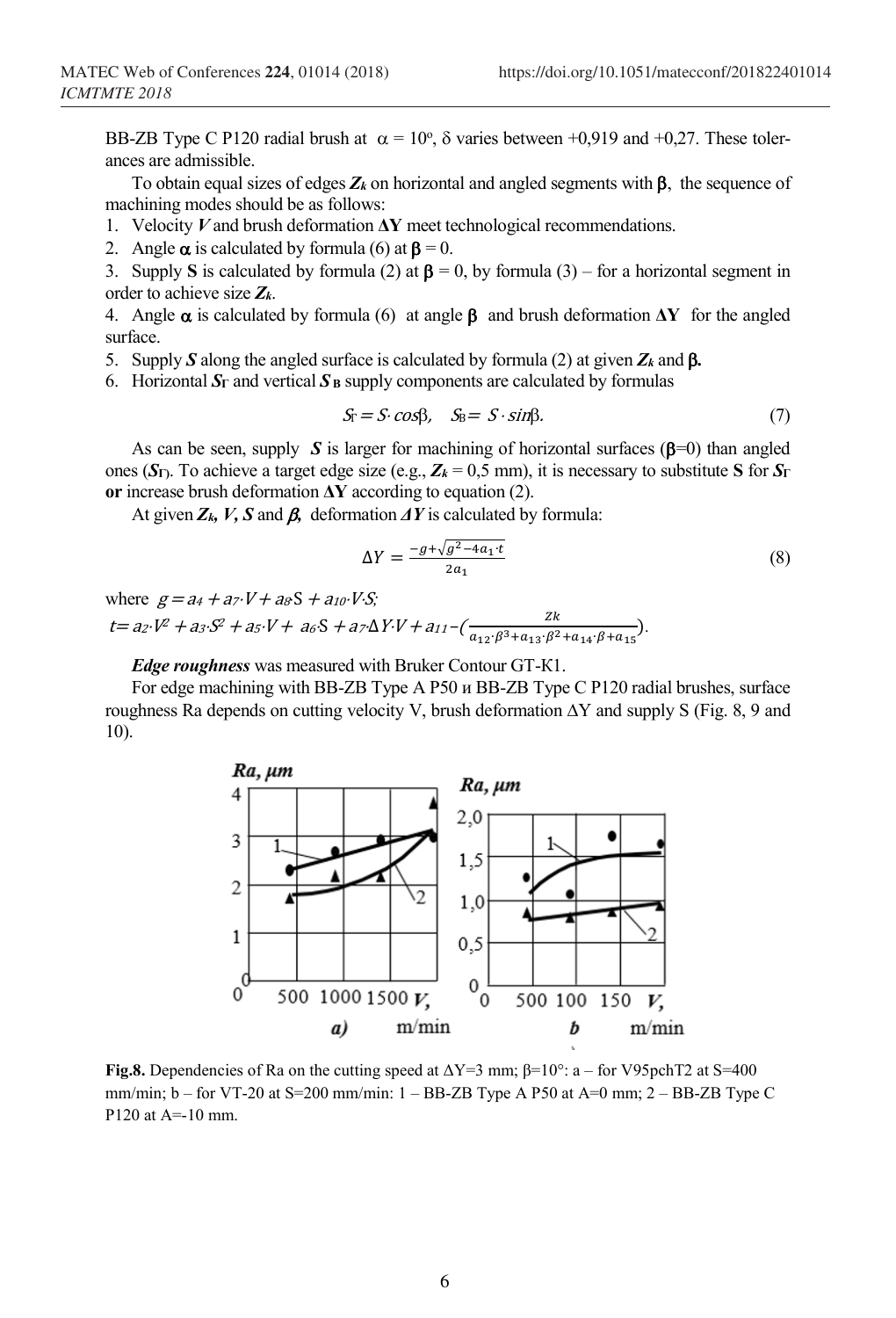BB-ZB Type C P120 radial brush at $\alpha = 10^o$, $\delta$ varies between +0,919 and +0,27. These tolerances are admissible.

To obtain equal sizes of edges $Z_k$ on horizontal and angled segments with $\beta$, the sequence of machining modes should be as follows:

1. Velocity $V$ and brush deformation $\Delta Y$ meet technological recommendations.
2. Angle $\alpha$ is calculated by formula (6) at $\beta = 0$.
3. Supply **S** is calculated by formula (2) at $\beta = 0$, by formula (3) – for a horizontal segment in order to achieve size $Z_k$.
4. Angle $\alpha$ is calculated by formula (6) at angle $\beta$ and brush deformation $\Delta Y$ for the angled surface.
5. Supply $S$ along the angled surface is calculated by formula (2) at given $Z_k$ and $\beta$.
6. Horizontal $S_Г$ and vertical $S_B$ supply components are calculated by formulas

$$S_Г = S \cdot \cos\beta, \quad S_B = S \cdot \sin\beta. \tag{7}$$

As can be seen, supply $S$ is larger for machining of horizontal surfaces ($\beta$=0) than angled ones ($S_Г$). To achieve a target edge size (e.g., $Z_k$ = 0,5 mm), it is necessary to substitute **S** for $S_Г$ **or** increase brush deformation $\Delta Y$ according to equation (2).

At given $Z_k$, $V$, $S$ and $\beta$, deformation $\Delta Y$ is calculated by formula:

$$\Delta Y = \frac{-g + \sqrt{g^2 - 4a_1 \cdot t}}{2a_1} \tag{8}$$

where $g = a_4 + a_7 \cdot V + a_8 \cdot S + a_{10} \cdot V \cdot S$;

$t = a_2 \cdot V^2 + a_3 \cdot S^2 + a_5 \cdot V + a_6 \cdot S + a_7 \cdot \Delta Y \cdot V + a_{11} - \left(\frac{Zk}{a_{12} \cdot \beta^3 + a_{13} \cdot \beta^2 + a_{14} \cdot \beta + a_{15}}\right)$.

***Edge roughness*** was measured with Bruker Contour GT-K1.

For edge machining with BB-ZB Type A P50 и BB-ZB Type C P120 radial brushes, surface roughness Ra depends on cutting velocity V, brush deformation $\Delta$Y and supply S (Fig. 8, 9 and 10).

**Fig.8.** Dependencies of Ra on the cutting speed at $\Delta$Y=3 mm; $\beta$=10°: a – for V95pchT2 at S=400 mm/min; b – for VT-20 at S=200 mm/min: 1 – BB-ZB Type A P50 at A=0 mm; 2 – BB-ZB Type C P120 at A=-10 mm.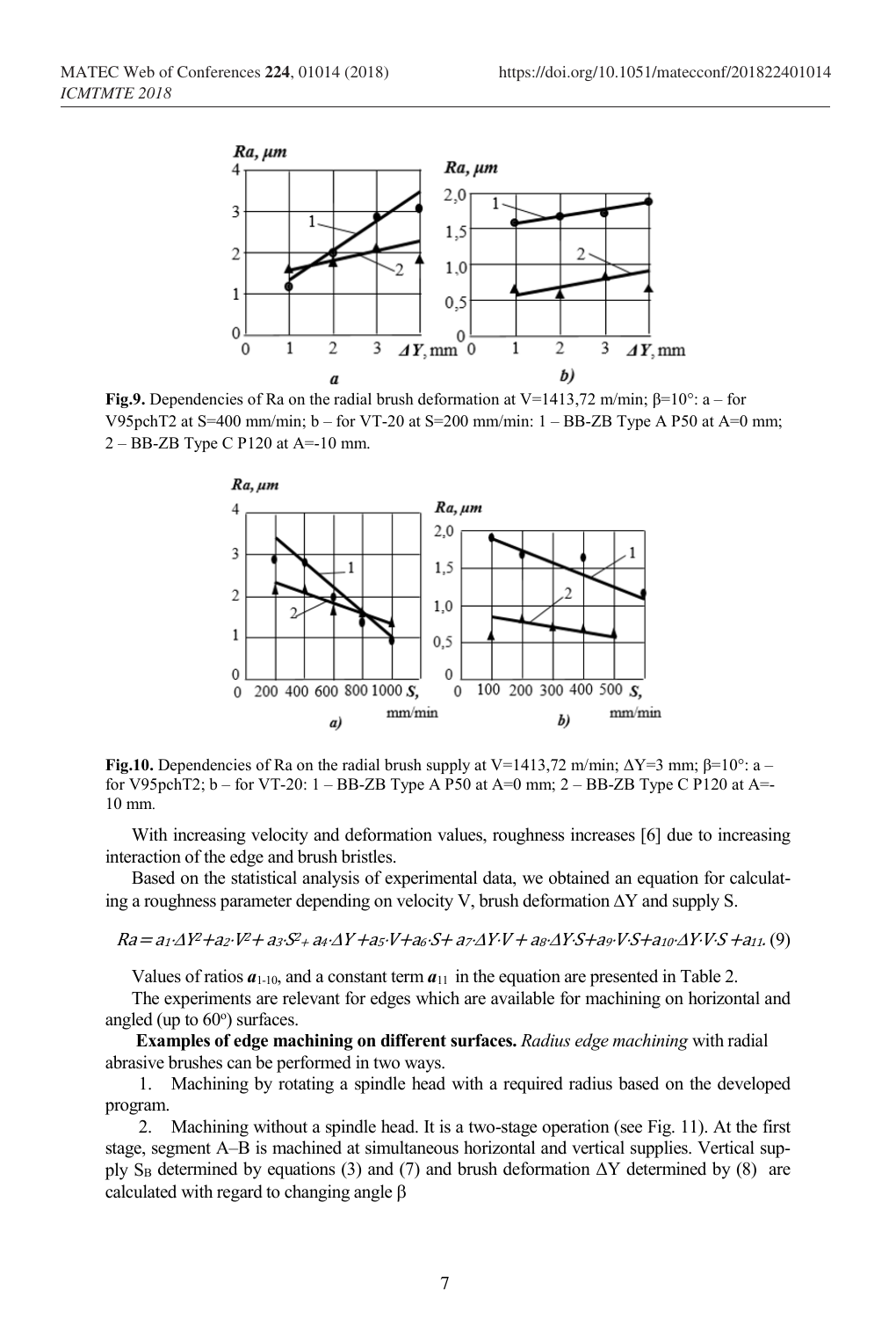**Fig.9.** Dependencies of Ra on the radial brush deformation at V=1413,72 m/min; β=10°: a – for V95pchT2 at S=400 mm/min; b – for VT-20 at S=200 mm/min: 1 – BB-ZB Type A P50 at A=0 mm; 2 – BB-ZB Type C P120 at A=-10 mm.

**Fig.10.** Dependencies of Ra on the radial brush supply at V=1413,72 m/min; ΔY=3 mm; β=10°: a – for V95pchT2; b – for VT-20: 1 – BB-ZB Type A P50 at A=0 mm; 2 – BB-ZB Type C P120 at A=-10 mm.

With increasing velocity and deformation values, roughness increases [6] due to increasing interaction of the edge and brush bristles.

Based on the statistical analysis of experimental data, we obtained an equation for calculating a roughness parameter depending on velocity V, brush deformation ΔY and supply S.

$$Ra = a_1 \cdot \Delta Y^2 + a_2 \cdot V^2 + a_3 \cdot S^2 + a_4 \cdot \Delta Y + a_5 \cdot V + a_6 \cdot S + a_7 \cdot \Delta Y \cdot V + a_8 \cdot \Delta Y \cdot S + a_9 \cdot V \cdot S + a_{10} \cdot \Delta Y \cdot V \cdot S + a_{11}. \quad (9)$$

Values of ratios $a_{1\text{-}10}$, and a constant term $a_{11}$ in the equation are presented in Table 2.

The experiments are relevant for edges which are available for machining on horizontal and angled (up to 60°) surfaces.

**Examples of edge machining on different surfaces.** *Radius edge machining* with radial abrasive brushes can be performed in two ways.

1. Machining by rotating a spindle head with a required radius based on the developed program.
2. Machining without a spindle head. It is a two-stage operation (see Fig. 11). At the first stage, segment A–B is machined at simultaneous horizontal and vertical supplies. Vertical supply $S_B$ determined by equations (3) and (7) and brush deformation ΔY determined by (8) are calculated with regard to changing angle β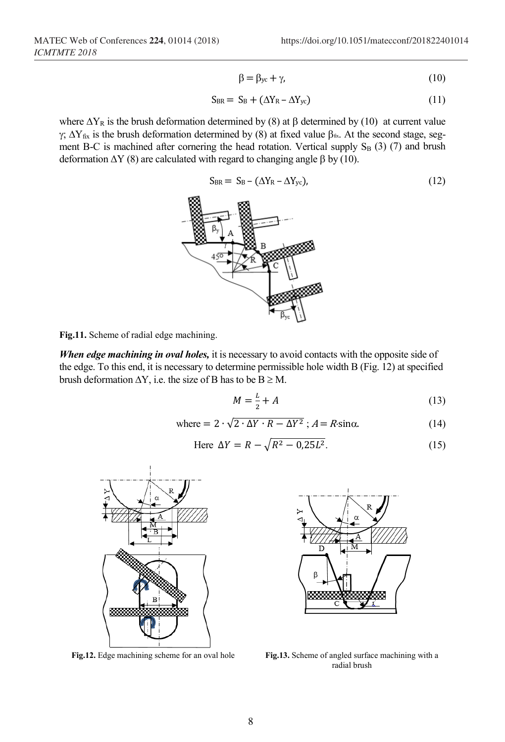$$\beta = \beta_{yc} + \gamma, \tag{10}$$

$$S_{BR} = S_B + (\Delta Y_R - \Delta Y_{yc}) \tag{11}$$

where $\Delta Y_R$ is the brush deformation determined by (8) at $\beta$ determined by (10) at current value $\gamma$; $\Delta Y_{fix}$ is the brush deformation determined by (8) at fixed value $\beta_{fix}$. At the second stage, segment B-C is machined after cornering the head rotation. Vertical supply $S_B$ (3) (7) and brush deformation $\Delta Y$ (8) are calculated with regard to changing angle $\beta$ by (10).

$$S_{BR} = S_B - (\Delta Y_R - \Delta Y_{yc}), \tag{12}$$

**Fig.11.** Scheme of radial edge machining.

***When edge machining in oval holes,*** it is necessary to avoid contacts with the opposite side of the edge. To this end, it is necessary to determine permissible hole width B (Fig. 12) at specified brush deformation $\Delta Y$, i.e. the size of B has to be $B \geq M$.

$$M = \frac{L}{2} + A \tag{13}$$

$$\text{where} = 2 \cdot \sqrt{2 \cdot \Delta Y \cdot R - \Delta Y^2}\ ;\ A = R \cdot \sin\alpha. \tag{14}$$

$$\text{Here } \Delta Y = R - \sqrt{R^2 - 0{,}25L^2}. \tag{15}$$

**Fig.12.** Edge machining scheme for an oval hole

**Fig.13.** Scheme of angled surface machining with a radial brush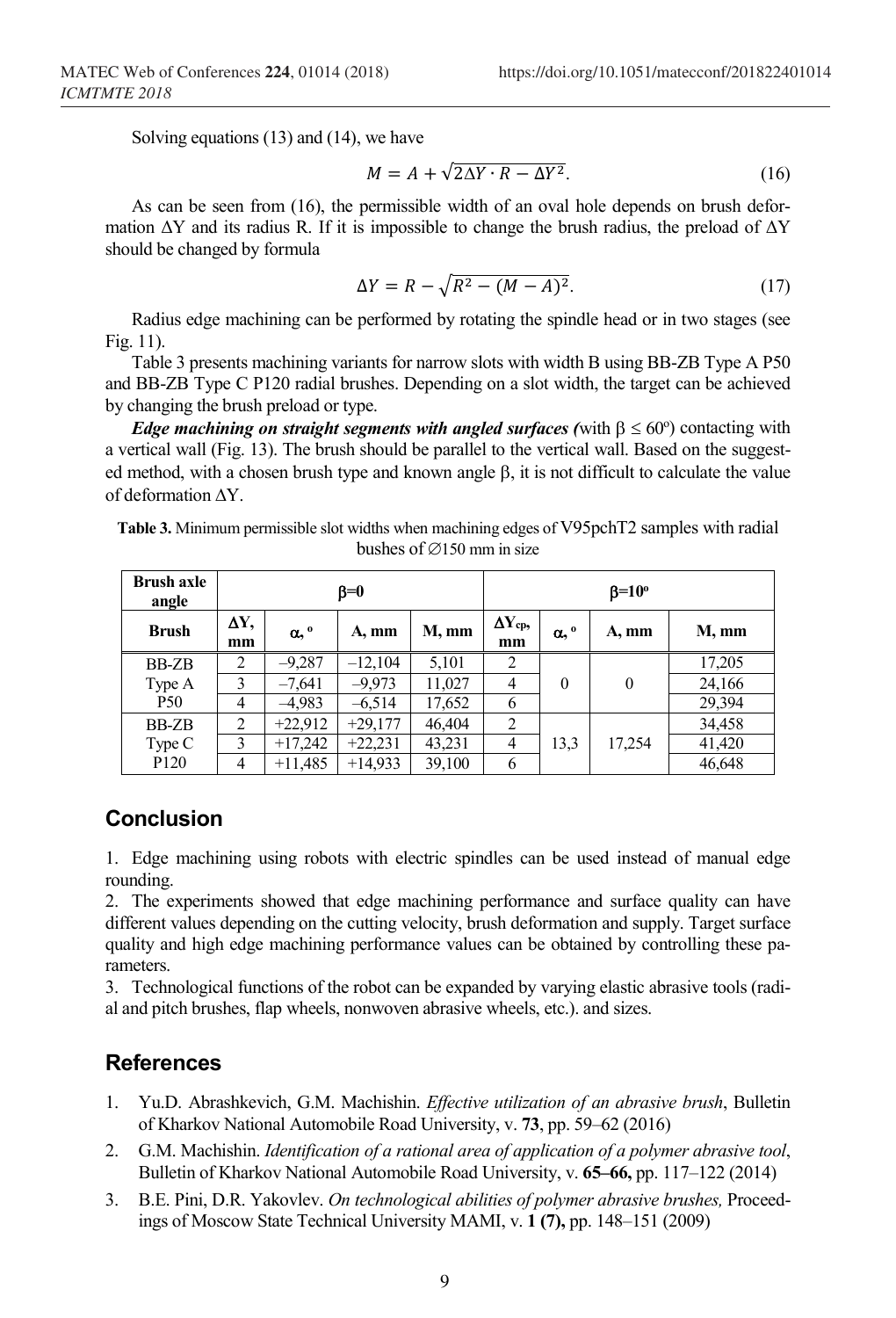Solving equations (13) and (14), we have

$$M = A + \sqrt{2\Delta Y \cdot R - \Delta Y^2}. \quad (16)$$

As can be seen from (16), the permissible width of an oval hole depends on brush deformation $\Delta Y$ and its radius R. If it is impossible to change the brush radius, the preload of $\Delta Y$ should be changed by formula

$$\Delta Y = R - \sqrt{R^2 - (M - A)^2}. \quad (17)$$

Radius edge machining can be performed by rotating the spindle head or in two stages (see Fig. 11).

Table 3 presents machining variants for narrow slots with width B using BB-ZB Type A P50 and BB-ZB Type C P120 radial brushes. Depending on a slot width, the target can be achieved by changing the brush preload or type.

***Edge machining on straight segments with angled surfaces*** *(*with $\beta \le 60^o$) contacting with a vertical wall (Fig. 13). The brush should be parallel to the vertical wall. Based on the suggested method, with a chosen brush type and known angle $\beta$, it is not difficult to calculate the value of deformation $\Delta Y$.

**Table 3.** Minimum permissible slot widths when machining edges of V95pchT2 samples with radial bushes of ∅150 mm in size

| **Brush axle angle** | $\beta$=0 | | | | $\beta$=10° | | | |
|---|---|---|---|---|---|---|---|---|
| **Brush** | **$\Delta$Y, mm** | **$\alpha$, °** | **A, mm** | **M, mm** | **$\Delta Y_{cp}$, mm** | **$\alpha$, °** | **A, mm** | **M, mm** |
| BB-ZB Type A P50 | 2 | –9,287 | –12,104 | 5,101 | 2 | 0 | 0 | 17,205 |
| | 3 | –7,641 | –9,973 | 11,027 | 4 | | | 24,166 |
| | 4 | –4,983 | –6,514 | 17,652 | 6 | | | 29,394 |
| BB-ZB Type C P120 | 2 | +22,912 | +29,177 | 46,404 | 2 | 13,3 | 17,254 | 34,458 |
| | 3 | +17,242 | +22,231 | 43,231 | 4 | | | 41,420 |
| | 4 | +11,485 | +14,933 | 39,100 | 6 | | | 46,648 |

## Conclusion

1. Edge machining using robots with electric spindles can be used instead of manual edge rounding.
2. The experiments showed that edge machining performance and surface quality can have different values depending on the cutting velocity, brush deformation and supply. Target surface quality and high edge machining performance values can be obtained by controlling these parameters.
3. Technological functions of the robot can be expanded by varying elastic abrasive tools (radial and pitch brushes, flap wheels, nonwoven abrasive wheels, etc.). and sizes.

## References

1. Yu.D. Abrashkevich, G.M. Machishin. *Effective utilization of an abrasive brush*, Bulletin of Kharkov National Automobile Road University, v. **73**, pp. 59–62 (2016)
2. G.M. Machishin. *Identification of a rational area of application of a polymer abrasive tool*, Bulletin of Kharkov National Automobile Road University, v. **65–66,** pp. 117–122 (2014)
3. B.E. Pini, D.R. Yakovlev. *On technological abilities of polymer abrasive brushes,* Proceedings of Moscow State Technical University MAMI, v. **1 (7),** pp. 148–151 (2009)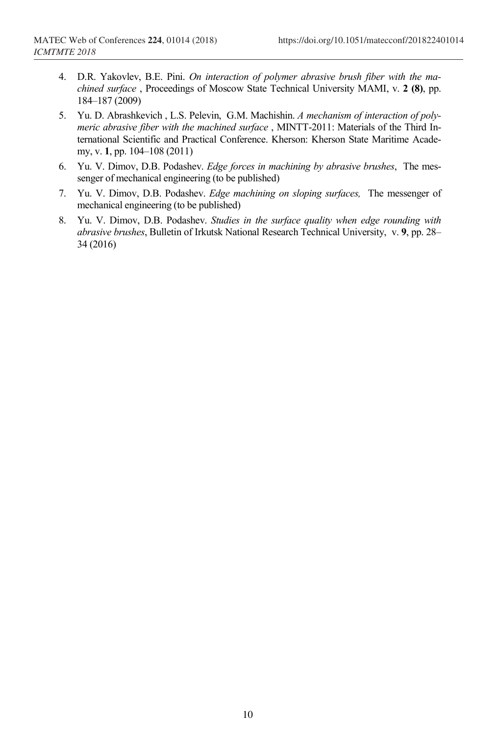4. D.R. Yakovlev, B.E. Pini. *On interaction of polymer abrasive brush fiber with the machined surface* , Proceedings of Moscow State Technical University MAMI, v. **2 (8)**, pp. 184–187 (2009)
5. Yu. D. Abrashkevich , L.S. Pelevin, G.M. Machishin. *A mechanism of interaction of polymeric abrasive fiber with the machined surface* , MINTT-2011: Materials of the Third International Scientific and Practical Conference. Kherson: Kherson State Maritime Academy, v. **1**, pp. 104–108 (2011)
6. Yu. V. Dimov, D.B. Podashev. *Edge forces in machining by abrasive brushes*, The messenger of mechanical engineering (to be published)
7. Yu. V. Dimov, D.B. Podashev. *Edge machining on sloping surfaces,* The messenger of mechanical engineering (to be published)
8. Yu. V. Dimov, D.B. Podashev. *Studies in the surface quality when edge rounding with abrasive brushes*, Bulletin of Irkutsk National Research Technical University, v. **9**, pp. 28–34 (2016)